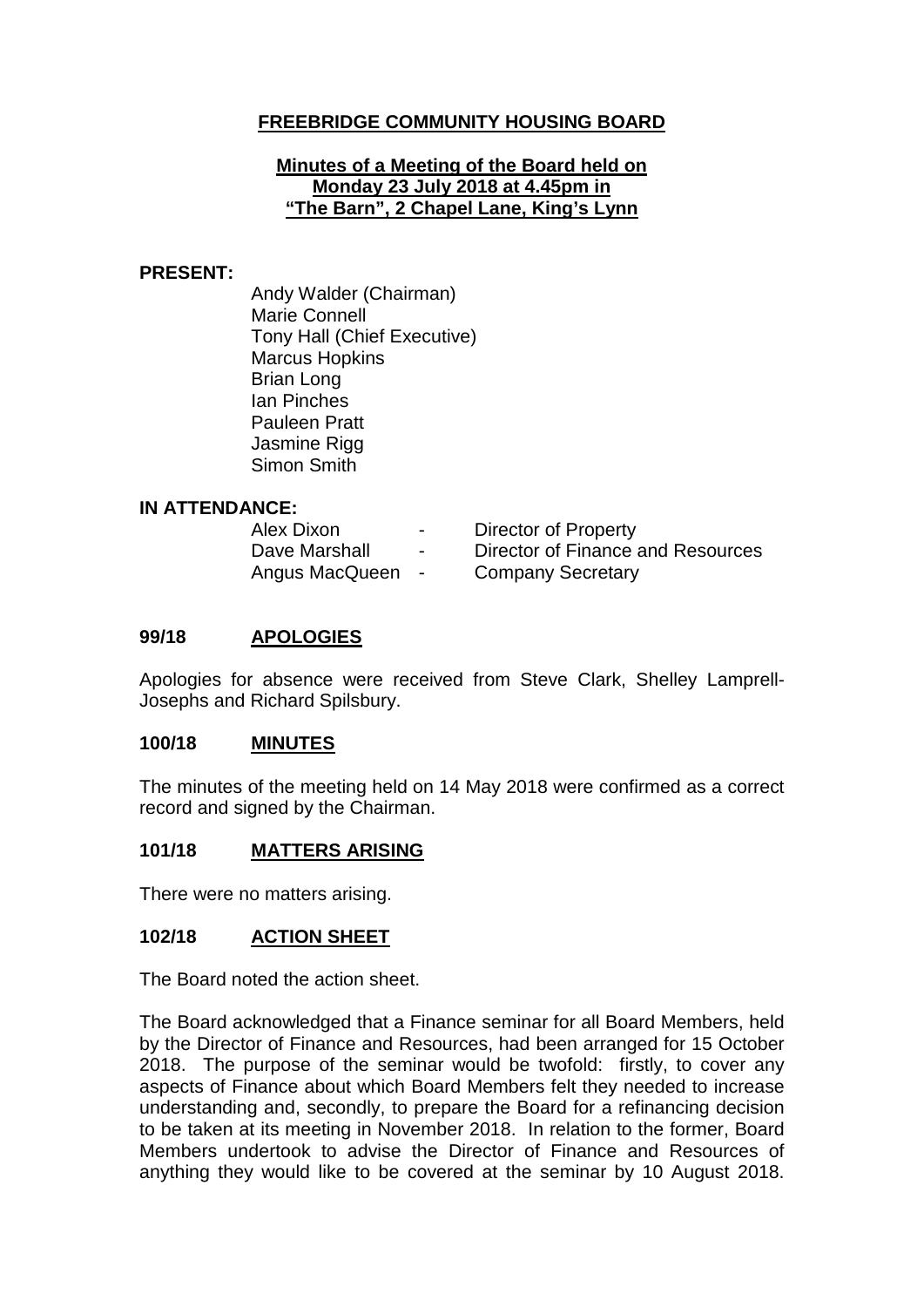# FREEBRIDGE COMMUNITY HOUSING BOARD

**Minutes of a Meeting of the Board held on Monday 23 July 2018 at 4.45pm in "The Barn", 2 Chapel Lane, King's Lynn**

**PRESENT:**

Andy Walder (Chairman)
Marie Connell
Tony Hall (Chief Executive)
Marcus Hopkins
Brian Long
Ian Pinches
Pauleen Pratt
Jasmine Rigg
Simon Smith

**IN ATTENDANCE:**

| | | |
|---|---|---|
| Alex Dixon | - | Director of Property |
| Dave Marshall | - | Director of Finance and Resources |
| Angus MacQueen | - | Company Secretary |

## 99/18 APOLOGIES

Apologies for absence were received from Steve Clark, Shelley Lamprell-Josephs and Richard Spilsbury.

## 100/18 MINUTES

The minutes of the meeting held on 14 May 2018 were confirmed as a correct record and signed by the Chairman.

## 101/18 MATTERS ARISING

There were no matters arising.

## 102/18 ACTION SHEET

The Board noted the action sheet.

The Board acknowledged that a Finance seminar for all Board Members, held by the Director of Finance and Resources, had been arranged for 15 October 2018. The purpose of the seminar would be twofold: firstly, to cover any aspects of Finance about which Board Members felt they needed to increase understanding and, secondly, to prepare the Board for a refinancing decision to be taken at its meeting in November 2018. In relation to the former, Board Members undertook to advise the Director of Finance and Resources of anything they would like to be covered at the seminar by 10 August 2018.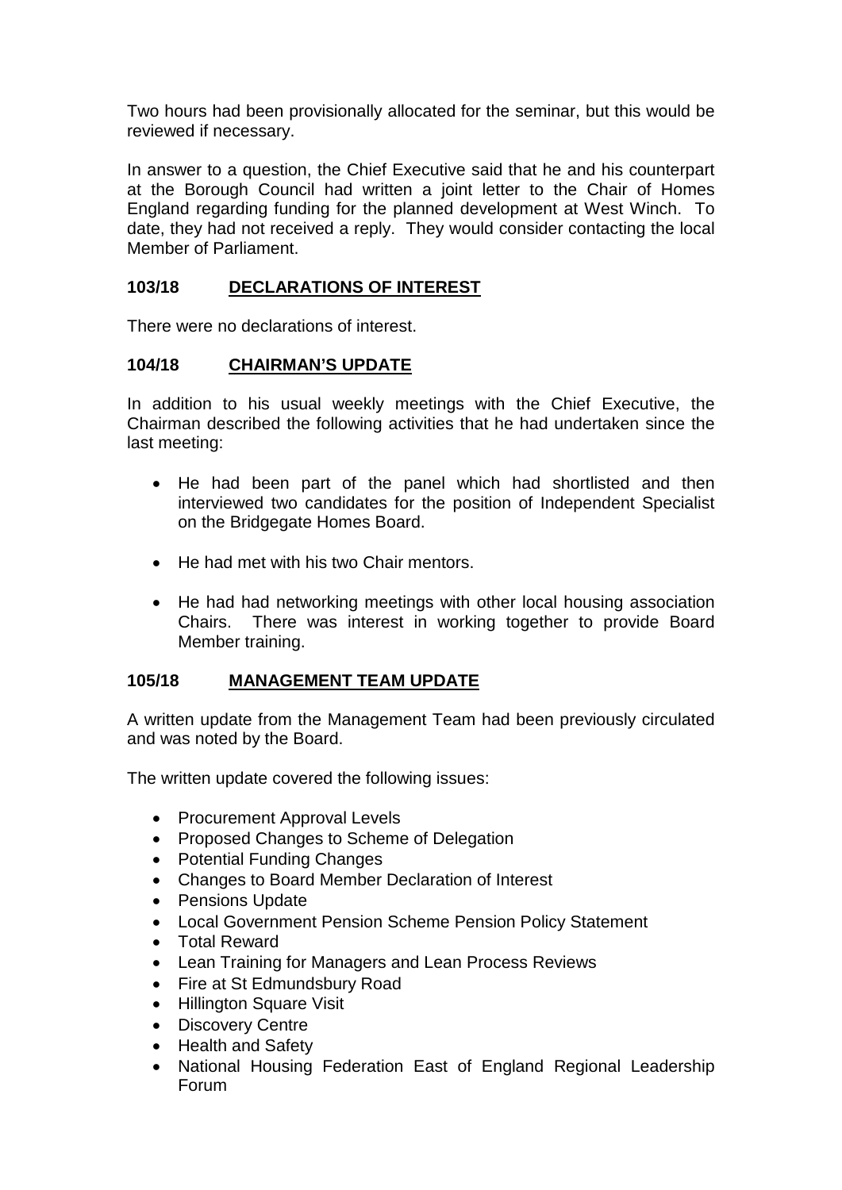Two hours had been provisionally allocated for the seminar, but this would be reviewed if necessary.

In answer to a question, the Chief Executive said that he and his counterpart at the Borough Council had written a joint letter to the Chair of Homes England regarding funding for the planned development at West Winch. To date, they had not received a reply. They would consider contacting the local Member of Parliament.

## 103/18 DECLARATIONS OF INTEREST

There were no declarations of interest.

## 104/18 CHAIRMAN'S UPDATE

In addition to his usual weekly meetings with the Chief Executive, the Chairman described the following activities that he had undertaken since the last meeting:

- He had been part of the panel which had shortlisted and then interviewed two candidates for the position of Independent Specialist on the Bridgegate Homes Board.
- He had met with his two Chair mentors.
- He had had networking meetings with other local housing association Chairs. There was interest in working together to provide Board Member training.

## 105/18 MANAGEMENT TEAM UPDATE

A written update from the Management Team had been previously circulated and was noted by the Board.

The written update covered the following issues:

- Procurement Approval Levels
- Proposed Changes to Scheme of Delegation
- Potential Funding Changes
- Changes to Board Member Declaration of Interest
- Pensions Update
- Local Government Pension Scheme Pension Policy Statement
- Total Reward
- Lean Training for Managers and Lean Process Reviews
- Fire at St Edmundsbury Road
- Hillington Square Visit
- Discovery Centre
- Health and Safety
- National Housing Federation East of England Regional Leadership Forum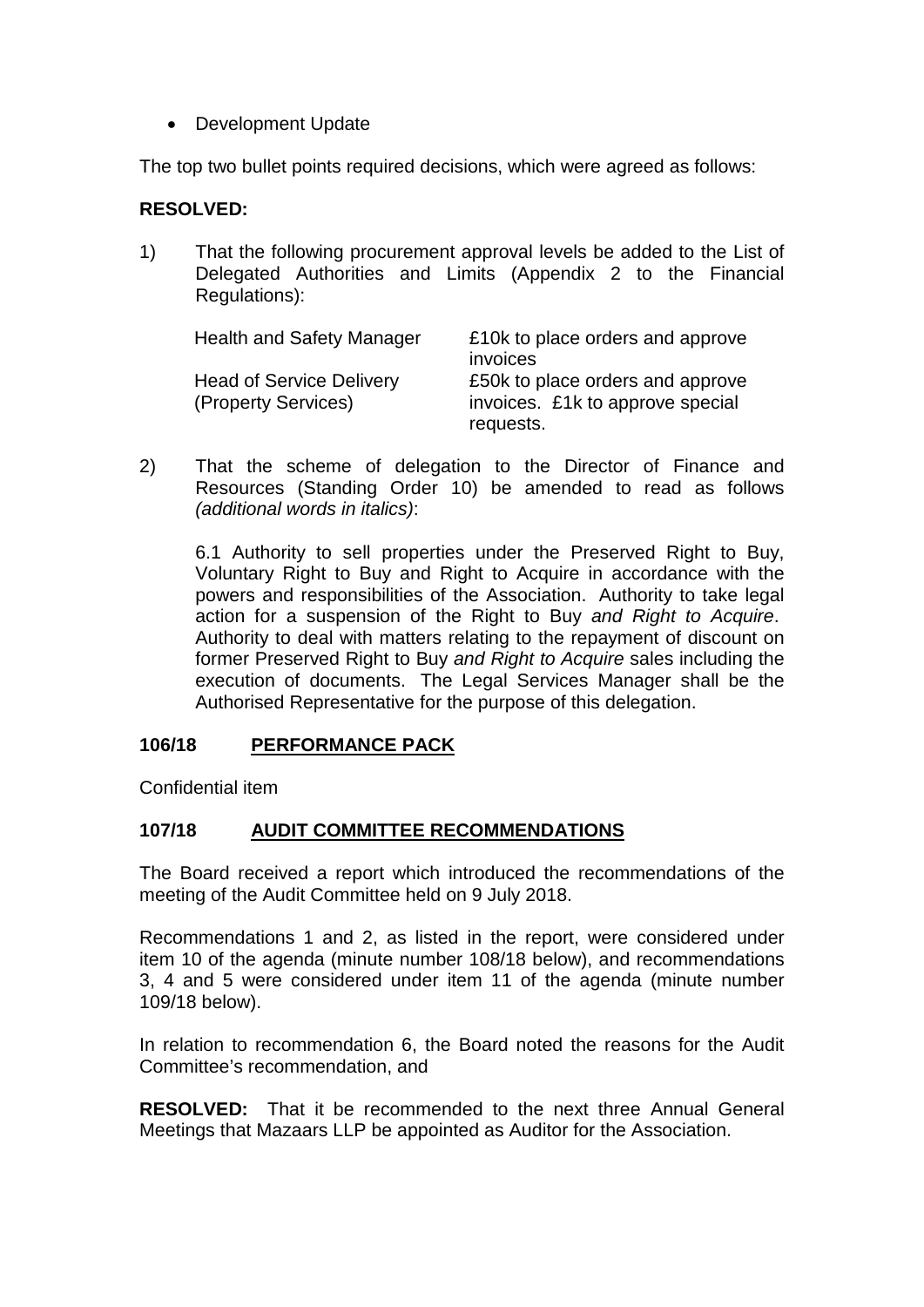- Development Update

The top two bullet points required decisions, which were agreed as follows:

**RESOLVED:**

1) That the following procurement approval levels be added to the List of Delegated Authorities and Limits (Appendix 2 to the Financial Regulations):

| | |
|---|---|
| Health and Safety Manager | £10k to place orders and approve invoices |
| Head of Service Delivery (Property Services) | £50k to place orders and approve invoices. £1k to approve special requests. |

2) That the scheme of delegation to the Director of Finance and Resources (Standing Order 10) be amended to read as follows *(additional words in italics)*:

   6.1 Authority to sell properties under the Preserved Right to Buy, Voluntary Right to Buy and Right to Acquire in accordance with the powers and responsibilities of the Association. Authority to take legal action for a suspension of the Right to Buy *and Right to Acquire*. Authority to deal with matters relating to the repayment of discount on former Preserved Right to Buy *and Right to Acquire* sales including the execution of documents. The Legal Services Manager shall be the Authorised Representative for the purpose of this delegation.

## 106/18 PERFORMANCE PACK

Confidential item

## 107/18 AUDIT COMMITTEE RECOMMENDATIONS

The Board received a report which introduced the recommendations of the meeting of the Audit Committee held on 9 July 2018.

Recommendations 1 and 2, as listed in the report, were considered under item 10 of the agenda (minute number 108/18 below), and recommendations 3, 4 and 5 were considered under item 11 of the agenda (minute number 109/18 below).

In relation to recommendation 6, the Board noted the reasons for the Audit Committee's recommendation, and

**RESOLVED:** That it be recommended to the next three Annual General Meetings that Mazaars LLP be appointed as Auditor for the Association.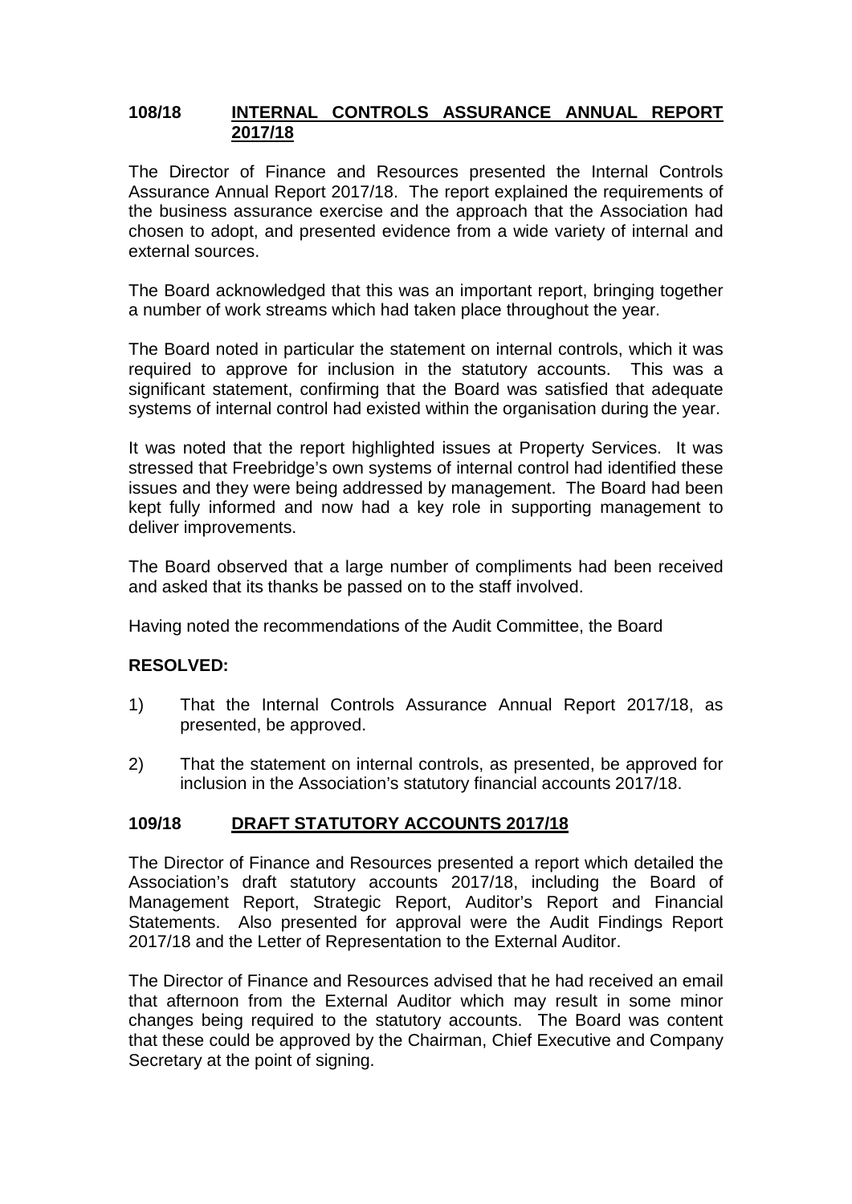## 108/18 INTERNAL CONTROLS ASSURANCE ANNUAL REPORT 2017/18

The Director of Finance and Resources presented the Internal Controls Assurance Annual Report 2017/18. The report explained the requirements of the business assurance exercise and the approach that the Association had chosen to adopt, and presented evidence from a wide variety of internal and external sources.

The Board acknowledged that this was an important report, bringing together a number of work streams which had taken place throughout the year.

The Board noted in particular the statement on internal controls, which it was required to approve for inclusion in the statutory accounts. This was a significant statement, confirming that the Board was satisfied that adequate systems of internal control had existed within the organisation during the year.

It was noted that the report highlighted issues at Property Services. It was stressed that Freebridge's own systems of internal control had identified these issues and they were being addressed by management. The Board had been kept fully informed and now had a key role in supporting management to deliver improvements.

The Board observed that a large number of compliments had been received and asked that its thanks be passed on to the staff involved.

Having noted the recommendations of the Audit Committee, the Board

**RESOLVED:**

1) That the Internal Controls Assurance Annual Report 2017/18, as presented, be approved.

2) That the statement on internal controls, as presented, be approved for inclusion in the Association's statutory financial accounts 2017/18.

## 109/18 DRAFT STATUTORY ACCOUNTS 2017/18

The Director of Finance and Resources presented a report which detailed the Association's draft statutory accounts 2017/18, including the Board of Management Report, Strategic Report, Auditor's Report and Financial Statements. Also presented for approval were the Audit Findings Report 2017/18 and the Letter of Representation to the External Auditor.

The Director of Finance and Resources advised that he had received an email that afternoon from the External Auditor which may result in some minor changes being required to the statutory accounts. The Board was content that these could be approved by the Chairman, Chief Executive and Company Secretary at the point of signing.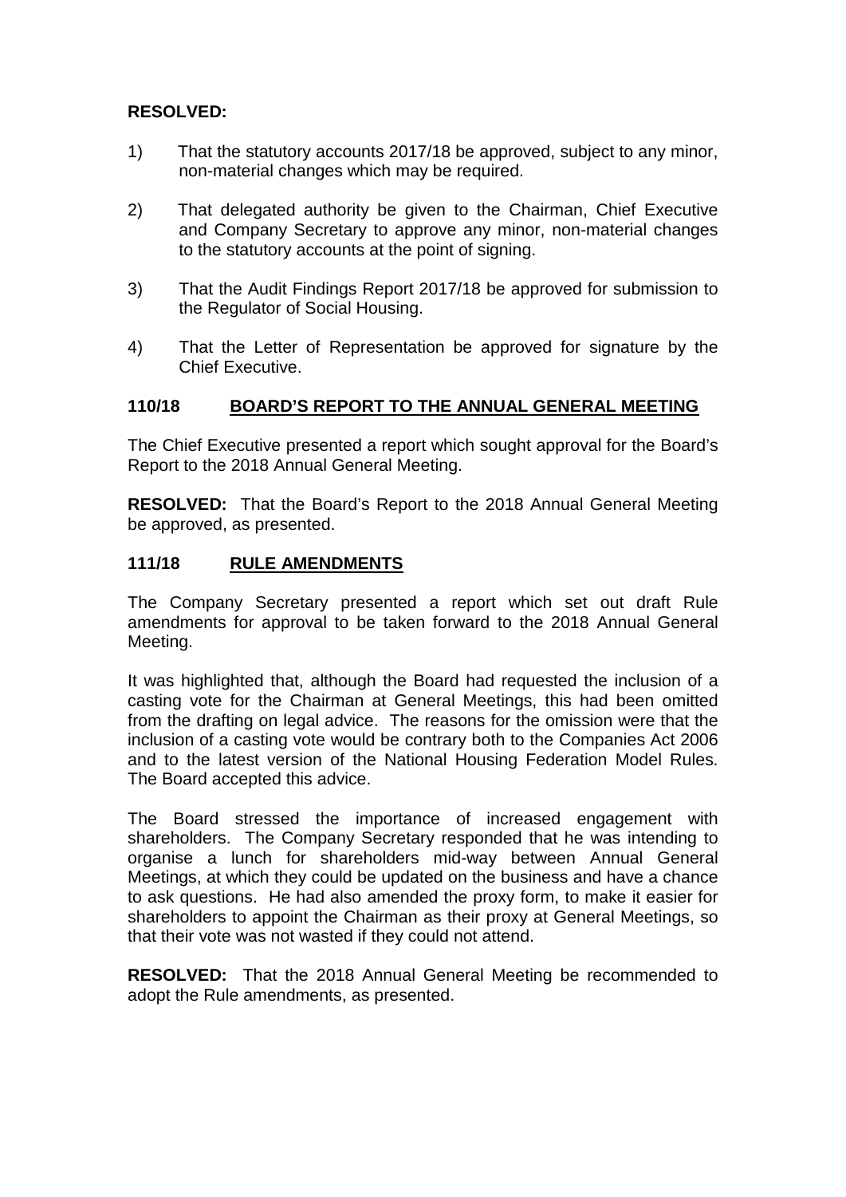**RESOLVED:**

1) That the statutory accounts 2017/18 be approved, subject to any minor, non-material changes which may be required.

2) That delegated authority be given to the Chairman, Chief Executive and Company Secretary to approve any minor, non-material changes to the statutory accounts at the point of signing.

3) That the Audit Findings Report 2017/18 be approved for submission to the Regulator of Social Housing.

4) That the Letter of Representation be approved for signature by the Chief Executive.

**110/18 BOARD'S REPORT TO THE ANNUAL GENERAL MEETING**

The Chief Executive presented a report which sought approval for the Board's Report to the 2018 Annual General Meeting.

**RESOLVED:** That the Board's Report to the 2018 Annual General Meeting be approved, as presented.

**111/18 RULE AMENDMENTS**

The Company Secretary presented a report which set out draft Rule amendments for approval to be taken forward to the 2018 Annual General Meeting.

It was highlighted that, although the Board had requested the inclusion of a casting vote for the Chairman at General Meetings, this had been omitted from the drafting on legal advice. The reasons for the omission were that the inclusion of a casting vote would be contrary both to the Companies Act 2006 and to the latest version of the National Housing Federation Model Rules. The Board accepted this advice.

The Board stressed the importance of increased engagement with shareholders. The Company Secretary responded that he was intending to organise a lunch for shareholders mid-way between Annual General Meetings, at which they could be updated on the business and have a chance to ask questions. He had also amended the proxy form, to make it easier for shareholders to appoint the Chairman as their proxy at General Meetings, so that their vote was not wasted if they could not attend.

**RESOLVED:** That the 2018 Annual General Meeting be recommended to adopt the Rule amendments, as presented.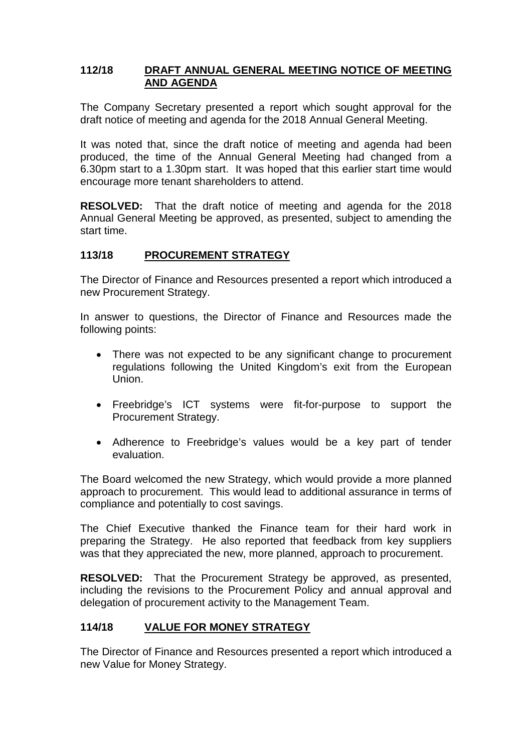## 112/18 DRAFT ANNUAL GENERAL MEETING NOTICE OF MEETING AND AGENDA

The Company Secretary presented a report which sought approval for the draft notice of meeting and agenda for the 2018 Annual General Meeting.

It was noted that, since the draft notice of meeting and agenda had been produced, the time of the Annual General Meeting had changed from a 6.30pm start to a 1.30pm start. It was hoped that this earlier start time would encourage more tenant shareholders to attend.

**RESOLVED:** That the draft notice of meeting and agenda for the 2018 Annual General Meeting be approved, as presented, subject to amending the start time.

## 113/18 PROCUREMENT STRATEGY

The Director of Finance and Resources presented a report which introduced a new Procurement Strategy.

In answer to questions, the Director of Finance and Resources made the following points:

- There was not expected to be any significant change to procurement regulations following the United Kingdom's exit from the European Union.
- Freebridge's ICT systems were fit-for-purpose to support the Procurement Strategy.
- Adherence to Freebridge's values would be a key part of tender evaluation.

The Board welcomed the new Strategy, which would provide a more planned approach to procurement. This would lead to additional assurance in terms of compliance and potentially to cost savings.

The Chief Executive thanked the Finance team for their hard work in preparing the Strategy. He also reported that feedback from key suppliers was that they appreciated the new, more planned, approach to procurement.

**RESOLVED:** That the Procurement Strategy be approved, as presented, including the revisions to the Procurement Policy and annual approval and delegation of procurement activity to the Management Team.

## 114/18 VALUE FOR MONEY STRATEGY

The Director of Finance and Resources presented a report which introduced a new Value for Money Strategy.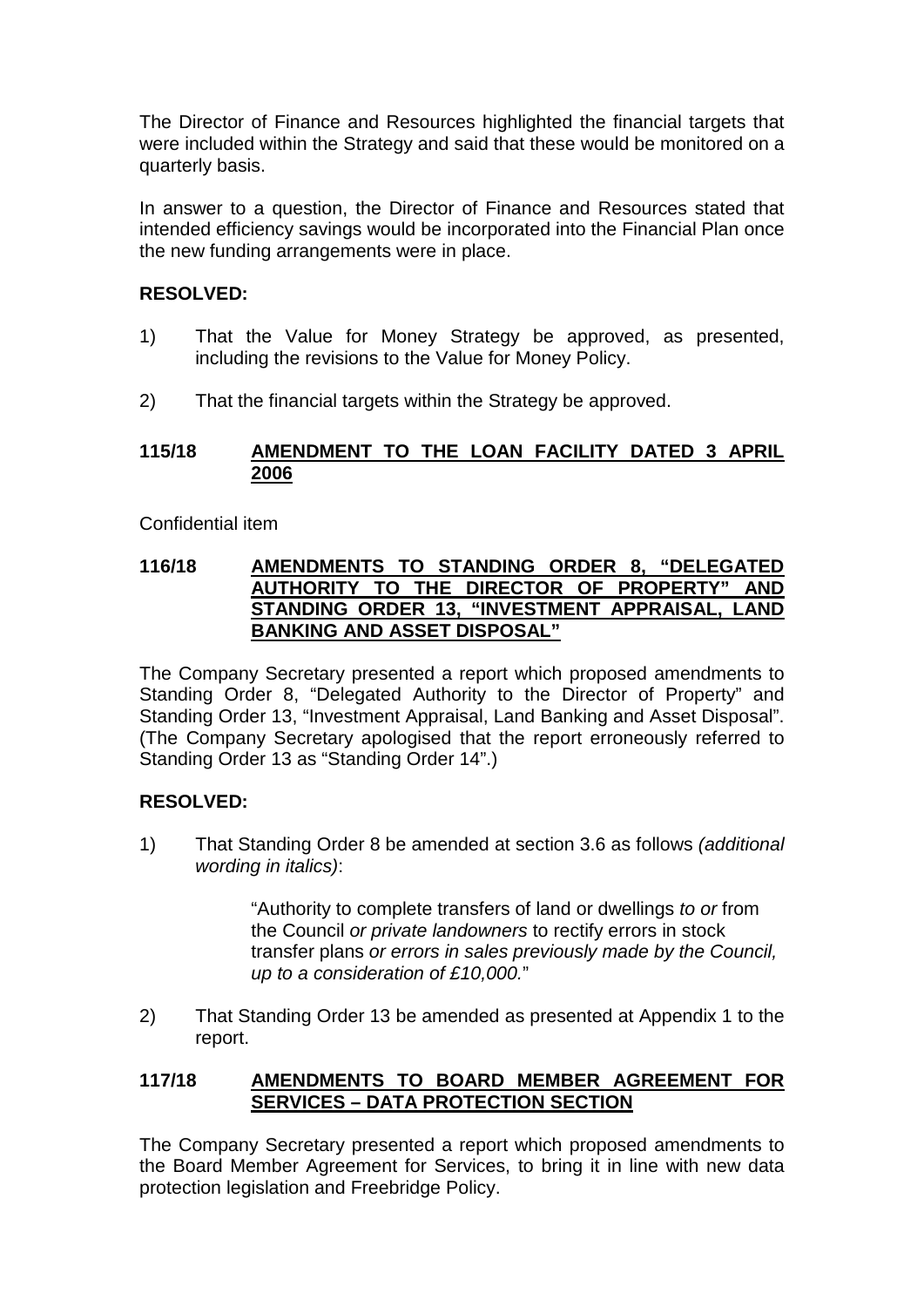The Director of Finance and Resources highlighted the financial targets that were included within the Strategy and said that these would be monitored on a quarterly basis.

In answer to a question, the Director of Finance and Resources stated that intended efficiency savings would be incorporated into the Financial Plan once the new funding arrangements were in place.

**RESOLVED:**

1) That the Value for Money Strategy be approved, as presented, including the revisions to the Value for Money Policy.

2) That the financial targets within the Strategy be approved.

## 115/18 AMENDMENT TO THE LOAN FACILITY DATED 3 APRIL 2006

Confidential item

## 116/18 AMENDMENTS TO STANDING ORDER 8, "DELEGATED AUTHORITY TO THE DIRECTOR OF PROPERTY" AND STANDING ORDER 13, "INVESTMENT APPRAISAL, LAND BANKING AND ASSET DISPOSAL"

The Company Secretary presented a report which proposed amendments to Standing Order 8, "Delegated Authority to the Director of Property" and Standing Order 13, "Investment Appraisal, Land Banking and Asset Disposal". (The Company Secretary apologised that the report erroneously referred to Standing Order 13 as "Standing Order 14".)

**RESOLVED:**

1) That Standing Order 8 be amended at section 3.6 as follows *(additional wording in italics)*:

> "Authority to complete transfers of land or dwellings *to or* from the Council *or private landowners* to rectify errors in stock transfer plans *or errors in sales previously made by the Council, up to a consideration of £10,000.*"

2) That Standing Order 13 be amended as presented at Appendix 1 to the report.

## 117/18 AMENDMENTS TO BOARD MEMBER AGREEMENT FOR SERVICES – DATA PROTECTION SECTION

The Company Secretary presented a report which proposed amendments to the Board Member Agreement for Services, to bring it in line with new data protection legislation and Freebridge Policy.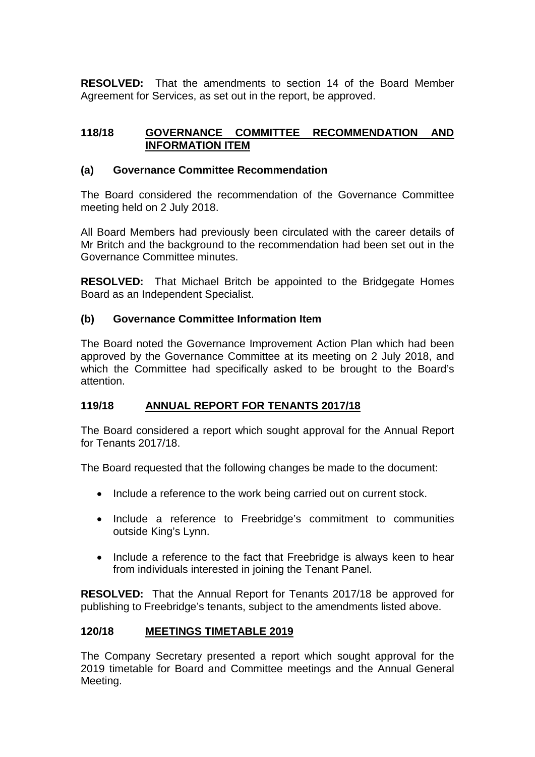**RESOLVED:** That the amendments to section 14 of the Board Member Agreement for Services, as set out in the report, be approved.

## 118/18 GOVERNANCE COMMITTEE RECOMMENDATION AND INFORMATION ITEM

### (a) Governance Committee Recommendation

The Board considered the recommendation of the Governance Committee meeting held on 2 July 2018.

All Board Members had previously been circulated with the career details of Mr Britch and the background to the recommendation had been set out in the Governance Committee minutes.

**RESOLVED:** That Michael Britch be appointed to the Bridgegate Homes Board as an Independent Specialist.

### (b) Governance Committee Information Item

The Board noted the Governance Improvement Action Plan which had been approved by the Governance Committee at its meeting on 2 July 2018, and which the Committee had specifically asked to be brought to the Board's attention.

## 119/18 ANNUAL REPORT FOR TENANTS 2017/18

The Board considered a report which sought approval for the Annual Report for Tenants 2017/18.

The Board requested that the following changes be made to the document:

- Include a reference to the work being carried out on current stock.
- Include a reference to Freebridge's commitment to communities outside King's Lynn.
- Include a reference to the fact that Freebridge is always keen to hear from individuals interested in joining the Tenant Panel.

**RESOLVED:** That the Annual Report for Tenants 2017/18 be approved for publishing to Freebridge's tenants, subject to the amendments listed above.

## 120/18 MEETINGS TIMETABLE 2019

The Company Secretary presented a report which sought approval for the 2019 timetable for Board and Committee meetings and the Annual General Meeting.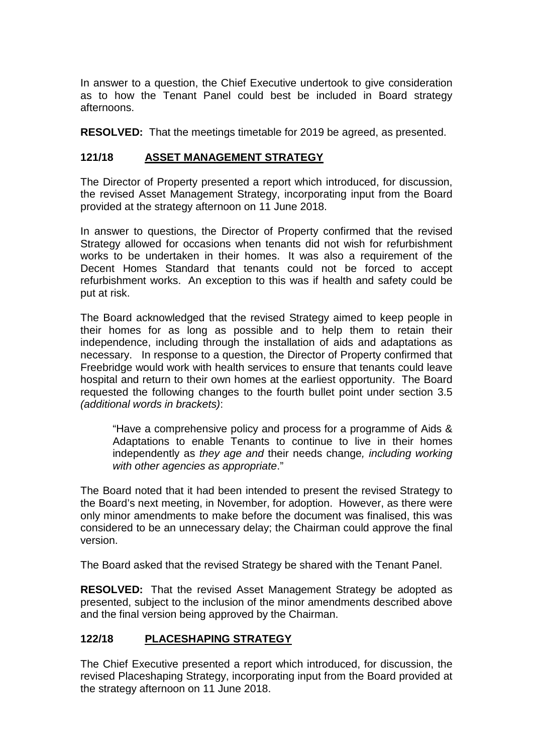In answer to a question, the Chief Executive undertook to give consideration as to how the Tenant Panel could best be included in Board strategy afternoons.

**RESOLVED:** That the meetings timetable for 2019 be agreed, as presented.

## 121/18 ASSET MANAGEMENT STRATEGY

The Director of Property presented a report which introduced, for discussion, the revised Asset Management Strategy, incorporating input from the Board provided at the strategy afternoon on 11 June 2018.

In answer to questions, the Director of Property confirmed that the revised Strategy allowed for occasions when tenants did not wish for refurbishment works to be undertaken in their homes. It was also a requirement of the Decent Homes Standard that tenants could not be forced to accept refurbishment works. An exception to this was if health and safety could be put at risk.

The Board acknowledged that the revised Strategy aimed to keep people in their homes for as long as possible and to help them to retain their independence, including through the installation of aids and adaptations as necessary. In response to a question, the Director of Property confirmed that Freebridge would work with health services to ensure that tenants could leave hospital and return to their own homes at the earliest opportunity. The Board requested the following changes to the fourth bullet point under section 3.5 *(additional words in brackets)*:

> "Have a comprehensive policy and process for a programme of Aids & Adaptations to enable Tenants to continue to live in their homes independently as *they age and* their needs change*, including working with other agencies as appropriate*."

The Board noted that it had been intended to present the revised Strategy to the Board's next meeting, in November, for adoption. However, as there were only minor amendments to make before the document was finalised, this was considered to be an unnecessary delay; the Chairman could approve the final version.

The Board asked that the revised Strategy be shared with the Tenant Panel.

**RESOLVED:** That the revised Asset Management Strategy be adopted as presented, subject to the inclusion of the minor amendments described above and the final version being approved by the Chairman.

## 122/18 PLACESHAPING STRATEGY

The Chief Executive presented a report which introduced, for discussion, the revised Placeshaping Strategy, incorporating input from the Board provided at the strategy afternoon on 11 June 2018.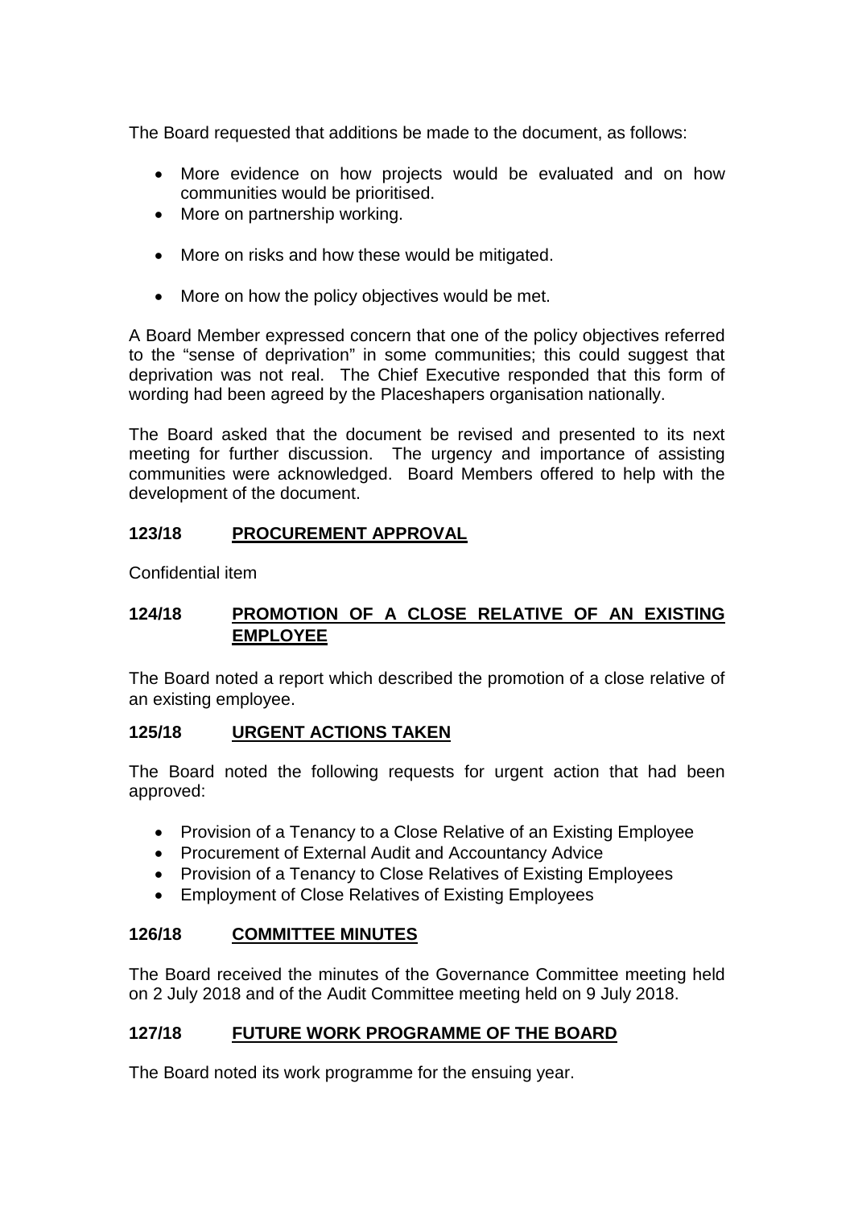The Board requested that additions be made to the document, as follows:

- More evidence on how projects would be evaluated and on how communities would be prioritised.
- More on partnership working.
- More on risks and how these would be mitigated.
- More on how the policy objectives would be met.

A Board Member expressed concern that one of the policy objectives referred to the "sense of deprivation" in some communities; this could suggest that deprivation was not real. The Chief Executive responded that this form of wording had been agreed by the Placeshapers organisation nationally.

The Board asked that the document be revised and presented to its next meeting for further discussion. The urgency and importance of assisting communities were acknowledged. Board Members offered to help with the development of the document.

**123/18 PROCUREMENT APPROVAL**

Confidential item

**124/18 PROMOTION OF A CLOSE RELATIVE OF AN EXISTING EMPLOYEE**

The Board noted a report which described the promotion of a close relative of an existing employee.

**125/18 URGENT ACTIONS TAKEN**

The Board noted the following requests for urgent action that had been approved:

- Provision of a Tenancy to a Close Relative of an Existing Employee
- Procurement of External Audit and Accountancy Advice
- Provision of a Tenancy to Close Relatives of Existing Employees
- Employment of Close Relatives of Existing Employees

**126/18 COMMITTEE MINUTES**

The Board received the minutes of the Governance Committee meeting held on 2 July 2018 and of the Audit Committee meeting held on 9 July 2018.

**127/18 FUTURE WORK PROGRAMME OF THE BOARD**

The Board noted its work programme for the ensuing year.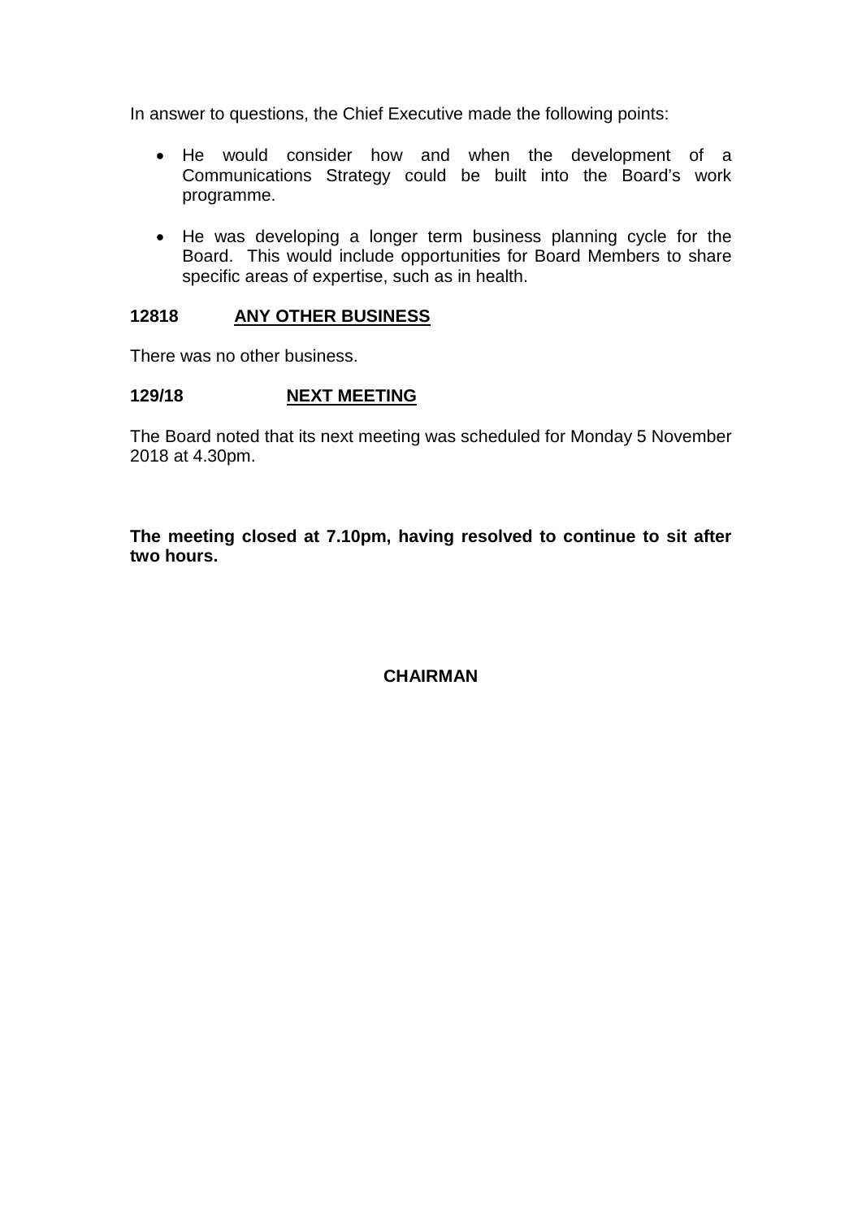In answer to questions, the Chief Executive made the following points:

- He would consider how and when the development of a Communications Strategy could be built into the Board's work programme.

- He was developing a longer term business planning cycle for the Board. This would include opportunities for Board Members to share specific areas of expertise, such as in health.

**12818 ANY OTHER BUSINESS**

There was no other business.

**129/18 NEXT MEETING**

The Board noted that its next meeting was scheduled for Monday 5 November 2018 at 4.30pm.

**The meeting closed at 7.10pm, having resolved to continue to sit after two hours.**

**CHAIRMAN**